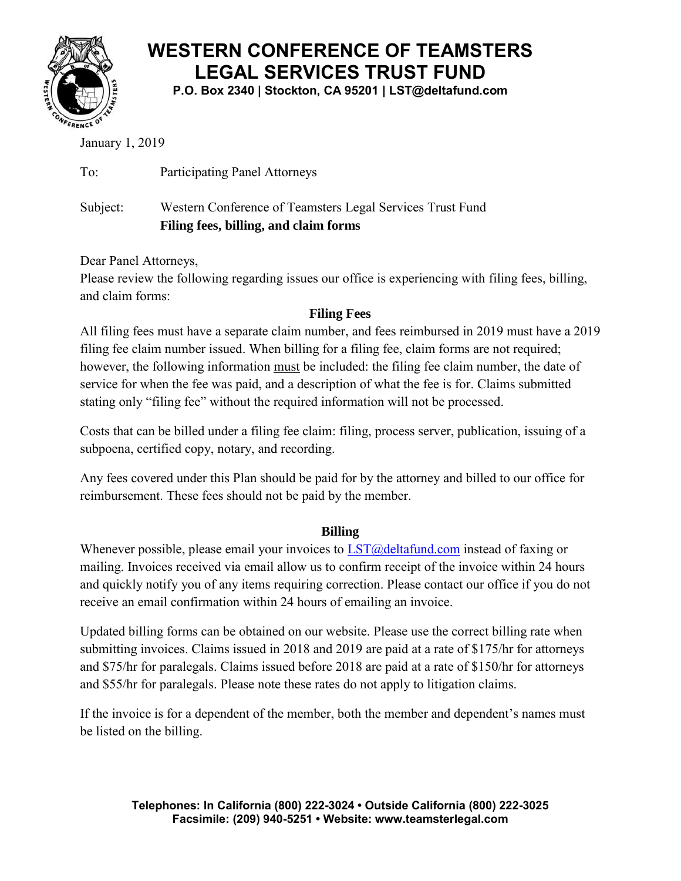# WESTERN CONFERENCE OF TEAMSTERS LEGAL SERVICES TRUST FUND

**P.O. Box 2340 | Stockton, CA 95201 | LST@deltafund.com**

January 1, 2019

To: Participating Panel Attorneys

Subject: Western Conference of Teamsters Legal Services Trust Fund
**Filing fees, billing, and claim forms**

Dear Panel Attorneys,

Please review the following regarding issues our office is experiencing with filing fees, billing, and claim forms:

### Filing Fees

All filing fees must have a separate claim number, and fees reimbursed in 2019 must have a 2019 filing fee claim number issued. When billing for a filing fee, claim forms are not required; however, the following information must be included: the filing fee claim number, the date of service for when the fee was paid, and a description of what the fee is for. Claims submitted stating only "filing fee" without the required information will not be processed.

Costs that can be billed under a filing fee claim: filing, process server, publication, issuing of a subpoena, certified copy, notary, and recording.

Any fees covered under this Plan should be paid for by the attorney and billed to our office for reimbursement. These fees should not be paid by the member.

### Billing

Whenever possible, please email your invoices to LST@deltafund.com instead of faxing or mailing. Invoices received via email allow us to confirm receipt of the invoice within 24 hours and quickly notify you of any items requiring correction. Please contact our office if you do not receive an email confirmation within 24 hours of emailing an invoice.

Updated billing forms can be obtained on our website. Please use the correct billing rate when submitting invoices. Claims issued in 2018 and 2019 are paid at a rate of $175/hr for attorneys and $75/hr for paralegals. Claims issued before 2018 are paid at a rate of $150/hr for attorneys and $55/hr for paralegals. Please note these rates do not apply to litigation claims.

If the invoice is for a dependent of the member, both the member and dependent's names must be listed on the billing.

**Telephones: In California (800) 222-3024 • Outside California (800) 222-3025**
**Facsimile: (209) 940-5251 • Website: www.teamsterlegal.com**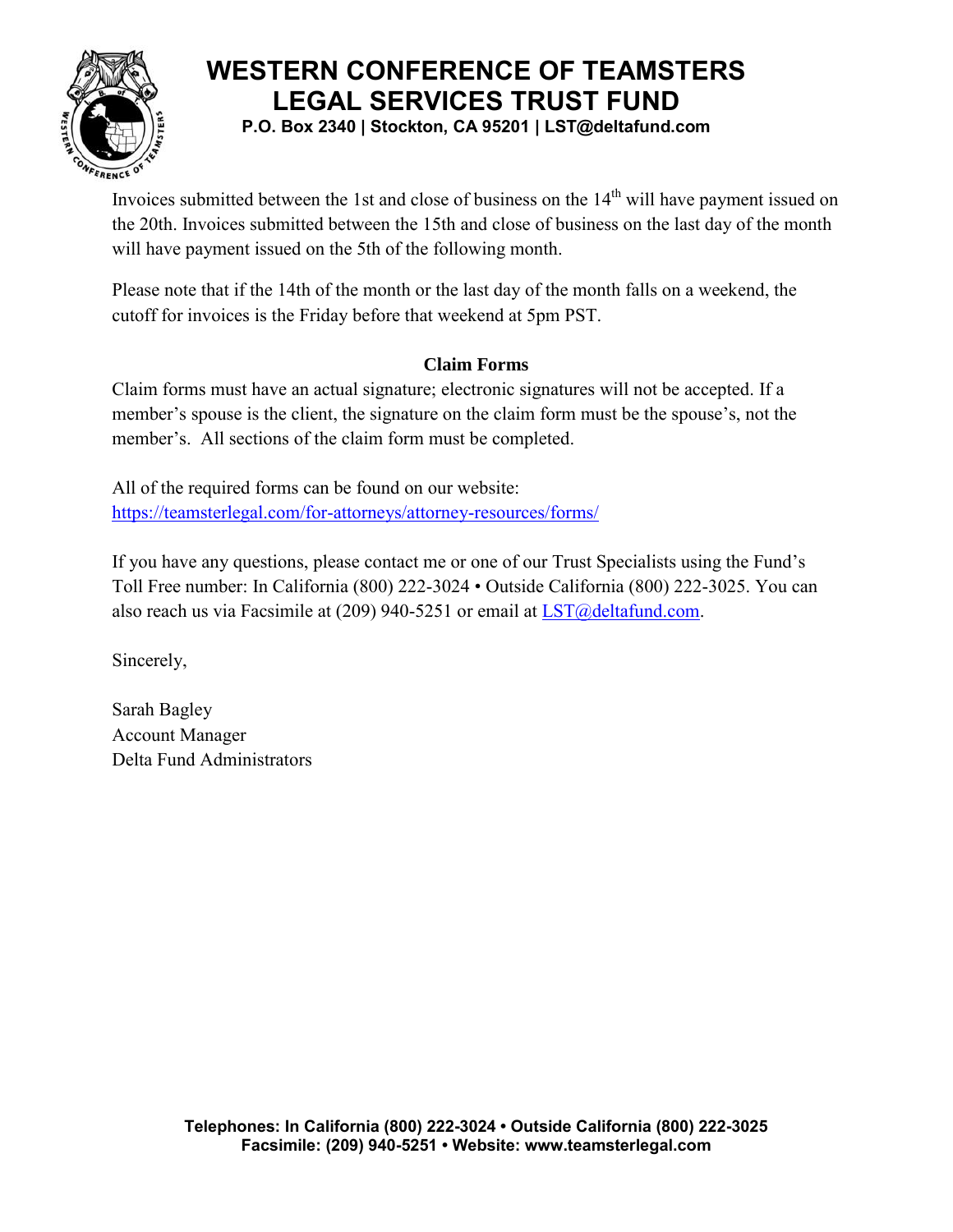# WESTERN CONFERENCE OF TEAMSTERS LEGAL SERVICES TRUST FUND

**P.O. Box 2340 | Stockton, CA 95201 | LST@deltafund.com**

Invoices submitted between the 1st and close of business on the 14th will have payment issued on the 20th. Invoices submitted between the 15th and close of business on the last day of the month will have payment issued on the 5th of the following month.

Please note that if the 14th of the month or the last day of the month falls on a weekend, the cutoff for invoices is the Friday before that weekend at 5pm PST.

**Claim Forms**

Claim forms must have an actual signature; electronic signatures will not be accepted. If a member's spouse is the client, the signature on the claim form must be the spouse's, not the member's. All sections of the claim form must be completed.

All of the required forms can be found on our website: https://teamsterlegal.com/for-attorneys/attorney-resources/forms/

If you have any questions, please contact me or one of our Trust Specialists using the Fund's Toll Free number: In California (800) 222-3024 • Outside California (800) 222-3025. You can also reach us via Facsimile at (209) 940-5251 or email at LST@deltafund.com.

Sincerely,

Sarah Bagley
Account Manager
Delta Fund Administrators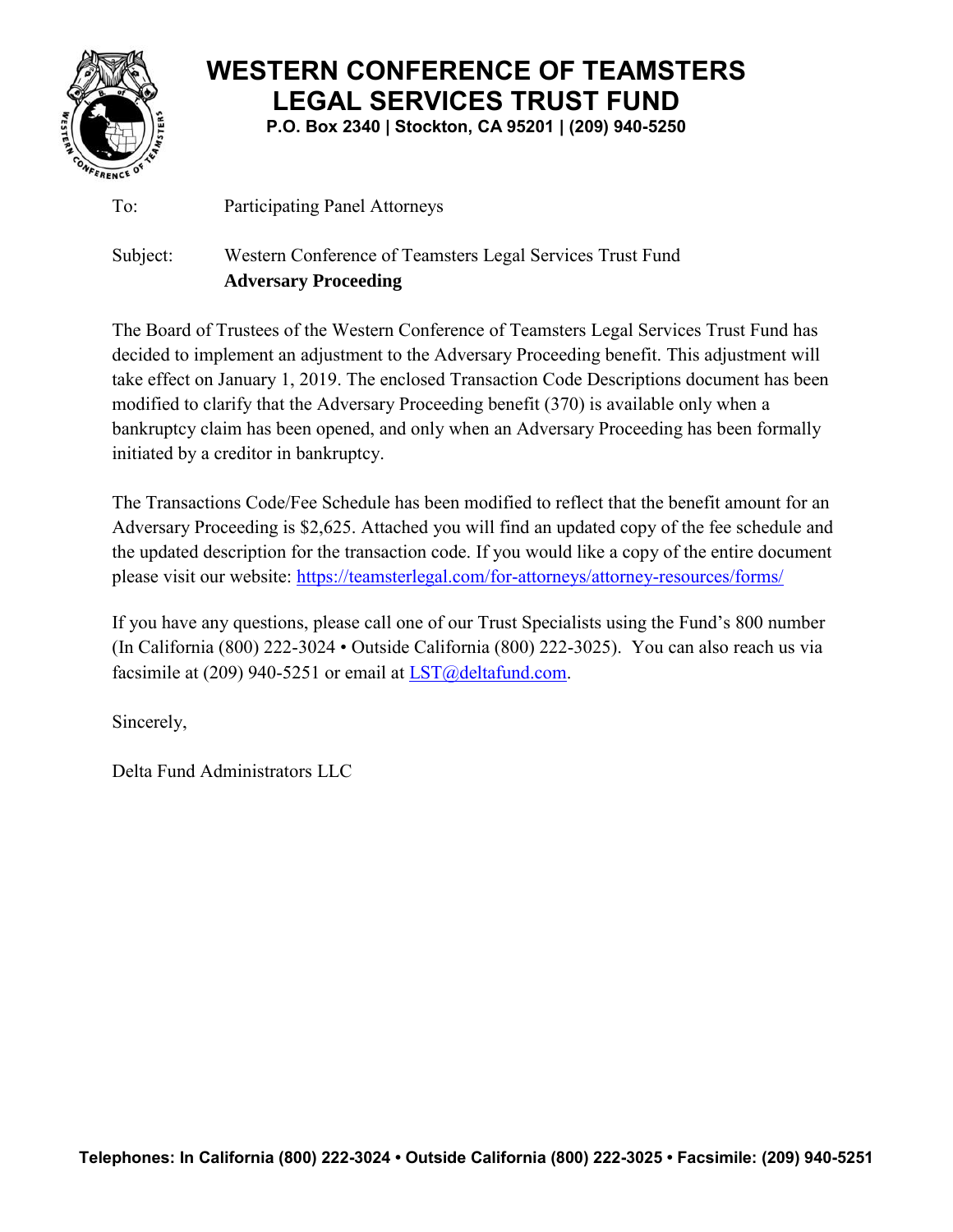# WESTERN CONFERENCE OF TEAMSTERS LEGAL SERVICES TRUST FUND

**P.O. Box 2340 | Stockton, CA 95201 | (209) 940-5250**

To: Participating Panel Attorneys

Subject: Western Conference of Teamsters Legal Services Trust Fund
**Adversary Proceeding**

The Board of Trustees of the Western Conference of Teamsters Legal Services Trust Fund has decided to implement an adjustment to the Adversary Proceeding benefit. This adjustment will take effect on January 1, 2019. The enclosed Transaction Code Descriptions document has been modified to clarify that the Adversary Proceeding benefit (370) is available only when a bankruptcy claim has been opened, and only when an Adversary Proceeding has been formally initiated by a creditor in bankruptcy.

The Transactions Code/Fee Schedule has been modified to reflect that the benefit amount for an Adversary Proceeding is $2,625. Attached you will find an updated copy of the fee schedule and the updated description for the transaction code. If you would like a copy of the entire document please visit our website: https://teamsterlegal.com/for-attorneys/attorney-resources/forms/

If you have any questions, please call one of our Trust Specialists using the Fund's 800 number (In California (800) 222-3024 • Outside California (800) 222-3025). You can also reach us via facsimile at (209) 940-5251 or email at LST@deltafund.com.

Sincerely,

Delta Fund Administrators LLC

**Telephones: In California (800) 222-3024 • Outside California (800) 222-3025 • Facsimile: (209) 940-5251**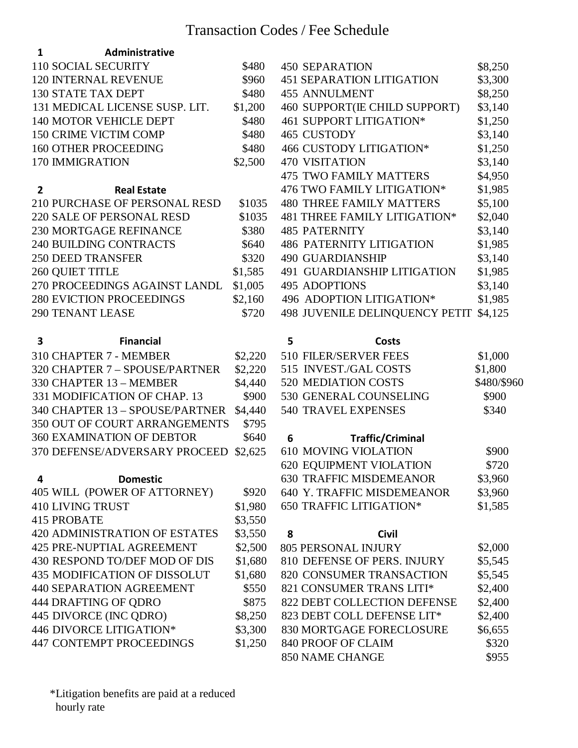# Transaction Codes / Fee Schedule

## 1 Administrative

| Code | Description | Fee |
|---|---|---|
| 110 | SOCIAL SECURITY | $480 |
| 120 | INTERNAL REVENUE | $960 |
| 130 | STATE TAX DEPT | $480 |
| 131 | MEDICAL LICENSE SUSP. LIT. | $1,200 |
| 140 | MOTOR VEHICLE DEPT | $480 |
| 150 | CRIME VICTIM COMP | $480 |
| 160 | OTHER PROCEEDING | $480 |
| 170 | IMMIGRATION | $2,500 |

## 2 Real Estate

| Code | Description | Fee |
|---|---|---|
| 210 | PURCHASE OF PERSONAL RESD | $1035 |
| 220 | SALE OF PERSONAL RESD | $1035 |
| 230 | MORTGAGE REFINANCE | $380 |
| 240 | BUILDING CONTRACTS | $640 |
| 250 | DEED TRANSFER | $320 |
| 260 | QUIET TITLE | $1,585 |
| 270 | PROCEEDINGS AGAINST LANDL | $1,005 |
| 280 | EVICTION PROCEEDINGS | $2,160 |
| 290 | TENANT LEASE | $720 |

## 3 Financial

| Code | Description | Fee |
|---|---|---|
| 310 | CHAPTER 7 - MEMBER | $2,220 |
| 320 | CHAPTER 7 – SPOUSE/PARTNER | $2,220 |
| 330 | CHAPTER 13 – MEMBER | $4,440 |
| 331 | MODIFICATION OF CHAP. 13 | $900 |
| 340 | CHAPTER 13 – SPOUSE/PARTNER | $4,440 |
| 350 | OUT OF COURT ARRANGEMENTS | $795 |
| 360 | EXAMINATION OF DEBTOR | $640 |
| 370 | DEFENSE/ADVERSARY PROCEED | $2,625 |

## 4 Domestic

| Code | Description | Fee |
|---|---|---|
| 405 | WILL (POWER OF ATTORNEY) | $920 |
| 410 | LIVING TRUST | $1,980 |
| 415 | PROBATE | $3,550 |
| 420 | ADMINISTRATION OF ESTATES | $3,550 |
| 425 | PRE-NUPTIAL AGREEMENT | $2,500 |
| 430 | RESPOND TO/DEF MOD OF DIS | $1,680 |
| 435 | MODIFICATION OF DISSOLUT | $1,680 |
| 440 | SEPARATION AGREEMENT | $550 |
| 444 | DRAFTING OF QDRO | $875 |
| 445 | DIVORCE (INC QDRO) | $8,250 |
| 446 | DIVORCE LITIGATION* | $3,300 |
| 447 | CONTEMPT PROCEEDINGS | $1,250 |
| 450 | SEPARATION | $8,250 |
| 451 | SEPARATION LITIGATION | $3,300 |
| 455 | ANNULMENT | $8,250 |
| 460 | SUPPORT(IE CHILD SUPPORT) | $3,140 |
| 461 | SUPPORT LITIGATION* | $1,250 |
| 465 | CUSTODY | $3,140 |
| 466 | CUSTODY LITIGATION* | $1,250 |
| 470 | VISITATION | $3,140 |
| 475 | TWO FAMILY MATTERS | $4,950 |
| 476 | TWO FAMILY LITIGATION* | $1,985 |
| 480 | THREE FAMILY MATTERS | $5,100 |
| 481 | THREE FAMILY LITIGATION* | $2,040 |
| 485 | PATERNITY | $3,140 |
| 486 | PATERNITY LITIGATION | $1,985 |
| 490 | GUARDIANSHIP | $3,140 |
| 491 | GUARDIANSHIP LITIGATION | $1,985 |
| 495 | ADOPTIONS | $3,140 |
| 496 | ADOPTION LITIGATION* | $1,985 |
| 498 | JUVENILE DELINQUENCY PETIT | $4,125 |

## 5 Costs

| Code | Description | Fee |
|---|---|---|
| 510 | FILER/SERVER FEES | $1,000 |
| 515 | INVEST./GAL COSTS | $1,800 |
| 520 | MEDIATION COSTS | $480/$960 |
| 530 | GENERAL COUNSELING | $900 |
| 540 | TRAVEL EXPENSES | $340 |

## 6 Traffic/Criminal

| Code | Description | Fee |
|---|---|---|
| 610 | MOVING VIOLATION | $900 |
| 620 | EQUIPMENT VIOLATION | $720 |
| 630 | TRAFFIC MISDEMEANOR | $3,960 |
| 640 | Y. TRAFFIC MISDEMEANOR | $3,960 |
| 650 | TRAFFIC LITIGATION* | $1,585 |

## 8 Civil

| Code | Description | Fee |
|---|---|---|
| 805 | PERSONAL INJURY | $2,000 |
| 810 | DEFENSE OF PERS. INJURY | $5,545 |
| 820 | CONSUMER TRANSACTION | $5,545 |
| 821 | CONSUMER TRANS LITI* | $2,400 |
| 822 | DEBT COLLECTION DEFENSE | $2,400 |
| 823 | DEBT COLL DEFENSE LIT* | $2,400 |
| 830 | MORTGAGE FORECLOSURE | $6,655 |
| 840 | PROOF OF CLAIM | $320 |
| 850 | NAME CHANGE | $955 |

*Litigation benefits are paid at a reduced hourly rate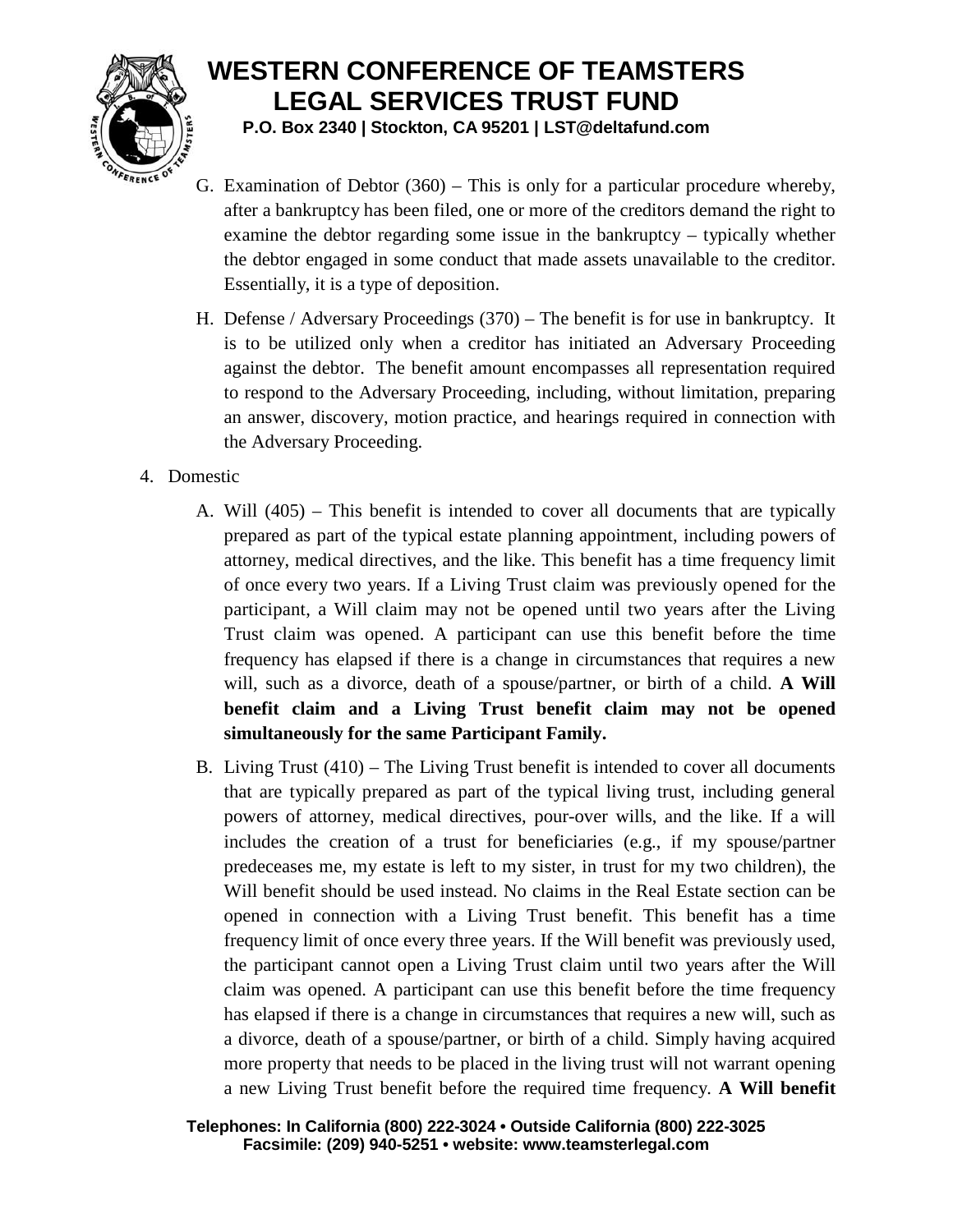G. Examination of Debtor (360) – This is only for a particular procedure whereby, after a bankruptcy has been filed, one or more of the creditors demand the right to examine the debtor regarding some issue in the bankruptcy – typically whether the debtor engaged in some conduct that made assets unavailable to the creditor. Essentially, it is a type of deposition.

H. Defense / Adversary Proceedings (370) – The benefit is for use in bankruptcy. It is to be utilized only when a creditor has initiated an Adversary Proceeding against the debtor. The benefit amount encompasses all representation required to respond to the Adversary Proceeding, including, without limitation, preparing an answer, discovery, motion practice, and hearings required in connection with the Adversary Proceeding.

4. Domestic

A. Will (405) – This benefit is intended to cover all documents that are typically prepared as part of the typical estate planning appointment, including powers of attorney, medical directives, and the like. This benefit has a time frequency limit of once every two years. If a Living Trust claim was previously opened for the participant, a Will claim may not be opened until two years after the Living Trust claim was opened. A participant can use this benefit before the time frequency has elapsed if there is a change in circumstances that requires a new will, such as a divorce, death of a spouse/partner, or birth of a child. **A Will benefit claim and a Living Trust benefit claim may not be opened simultaneously for the same Participant Family.**

B. Living Trust (410) – The Living Trust benefit is intended to cover all documents that are typically prepared as part of the typical living trust, including general powers of attorney, medical directives, pour-over wills, and the like. If a will includes the creation of a trust for beneficiaries (e.g., if my spouse/partner predeceases me, my estate is left to my sister, in trust for my two children), the Will benefit should be used instead. No claims in the Real Estate section can be opened in connection with a Living Trust benefit. This benefit has a time frequency limit of once every three years. If the Will benefit was previously used, the participant cannot open a Living Trust claim until two years after the Will claim was opened. A participant can use this benefit before the time frequency has elapsed if there is a change in circumstances that requires a new will, such as a divorce, death of a spouse/partner, or birth of a child. Simply having acquired more property that needs to be placed in the living trust will not warrant opening a new Living Trust benefit before the required time frequency. **A Will benefit**